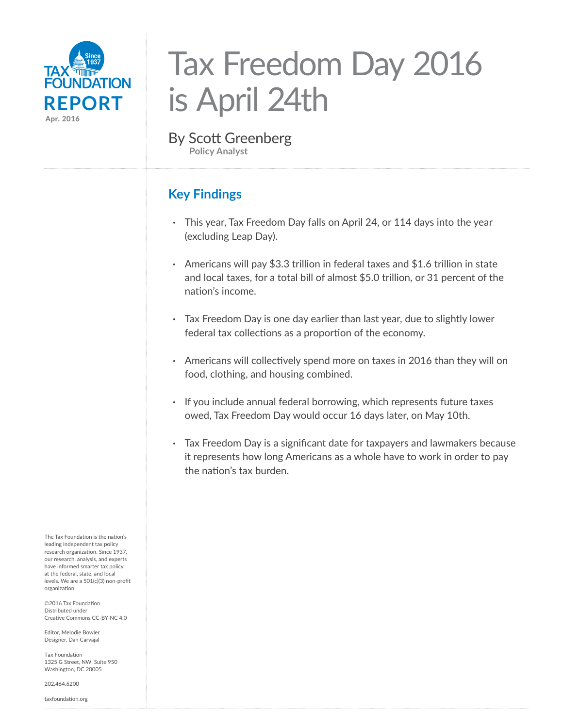TAX FOUNDATION

**REPORT**

Apr. 2016

# Tax Freedom Day 2016 is April 24th

By Scott Greenberg

**Policy Analyst**

## Key Findings

- This year, Tax Freedom Day falls on April 24, or 114 days into the year (excluding Leap Day).
- Americans will pay $3.3 trillion in federal taxes and $1.6 trillion in state and local taxes, for a total bill of almost $5.0 trillion, or 31 percent of the nation's income.
- Tax Freedom Day is one day earlier than last year, due to slightly lower federal tax collections as a proportion of the economy.
- Americans will collectively spend more on taxes in 2016 than they will on food, clothing, and housing combined.
- If you include annual federal borrowing, which represents future taxes owed, Tax Freedom Day would occur 16 days later, on May 10th.
- Tax Freedom Day is a significant date for taxpayers and lawmakers because it represents how long Americans as a whole have to work in order to pay the nation's tax burden.

The Tax Foundation is the nation's leading independent tax policy research organization. Since 1937, our research, analysis, and experts have informed smarter tax policy at the federal, state, and local levels. We are a 501(c)(3) non-profit organization.

©2016 Tax Foundation
Distributed under
Creative Commons CC-BY-NC 4.0

Editor, Melodie Bowler
Designer, Dan Carvajal

Tax Foundation
1325 G Street, NW, Suite 950
Washington, DC 20005

202.464.6200

taxfoundation.org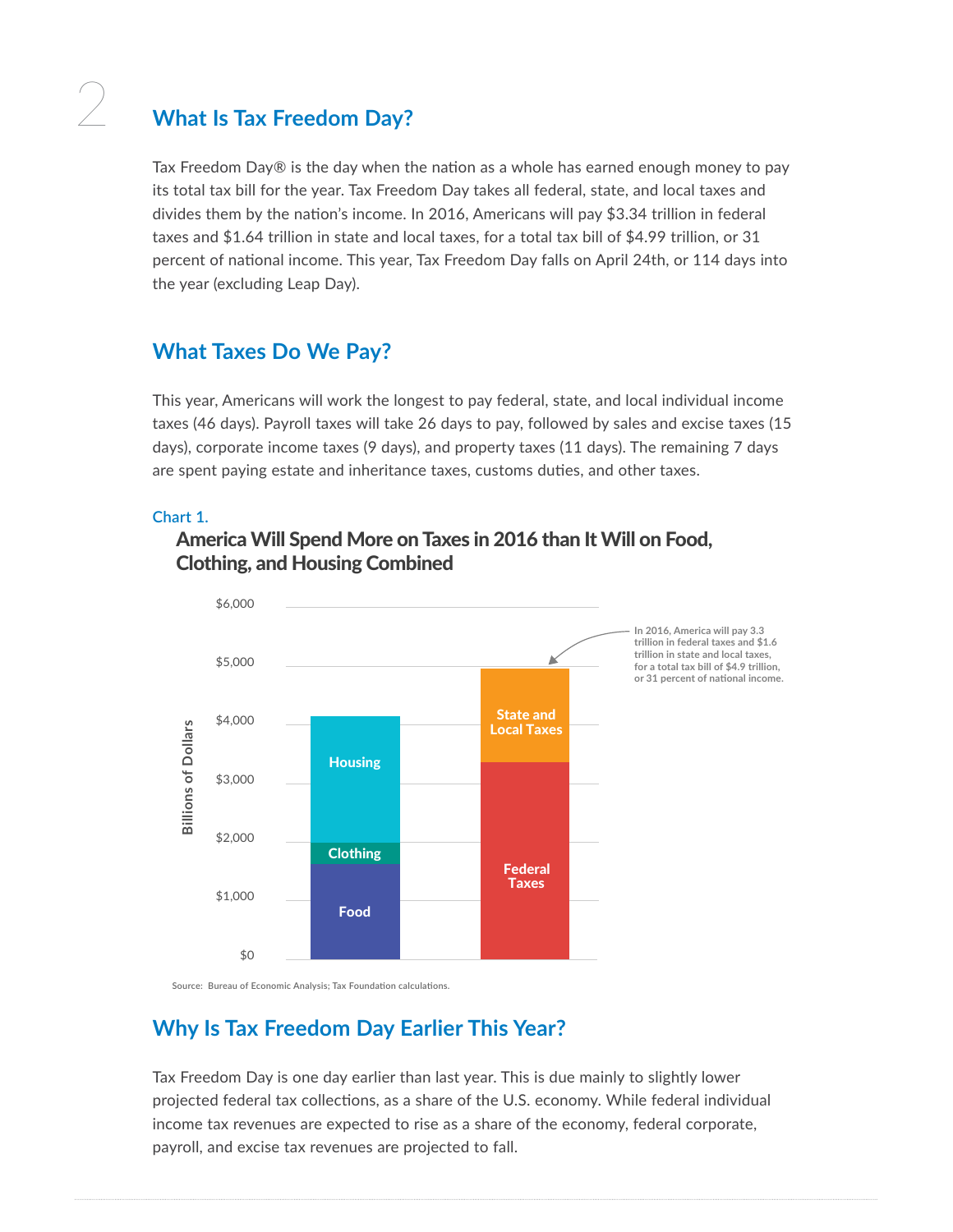## What Is Tax Freedom Day?

Tax Freedom Day® is the day when the nation as a whole has earned enough money to pay its total tax bill for the year. Tax Freedom Day takes all federal, state, and local taxes and divides them by the nation's income. In 2016, Americans will pay $3.34 trillion in federal taxes and $1.64 trillion in state and local taxes, for a total tax bill of $4.99 trillion, or 31 percent of national income. This year, Tax Freedom Day falls on April 24th, or 114 days into the year (excluding Leap Day).

## What Taxes Do We Pay?

This year, Americans will work the longest to pay federal, state, and local individual income taxes (46 days). Payroll taxes will take 26 days to pay, followed by sales and excise taxes (15 days), corporate income taxes (9 days), and property taxes (11 days). The remaining 7 days are spent paying estate and inheritance taxes, customs duties, and other taxes.

Chart 1.

**America Will Spend More on Taxes in 2016 than It Will on Food, Clothing, and Housing Combined**

Billions of Dollars: $0, $1,000, $2,000, $3,000, $4,000, $5,000, $6,000

Food, Clothing, Housing | Federal Taxes, State and Local Taxes

In 2016, America will pay 3.3 trillion in federal taxes and $1.6 trillion in state and local taxes, for a total tax bill of $4.9 trillion, or 31 percent of national income.

Source: Bureau of Economic Analysis; Tax Foundation calculations.

## Why Is Tax Freedom Day Earlier This Year?

Tax Freedom Day is one day earlier than last year. This is due mainly to slightly lower projected federal tax collections, as a share of the U.S. economy. While federal individual income tax revenues are expected to rise as a share of the economy, federal corporate, payroll, and excise tax revenues are projected to fall.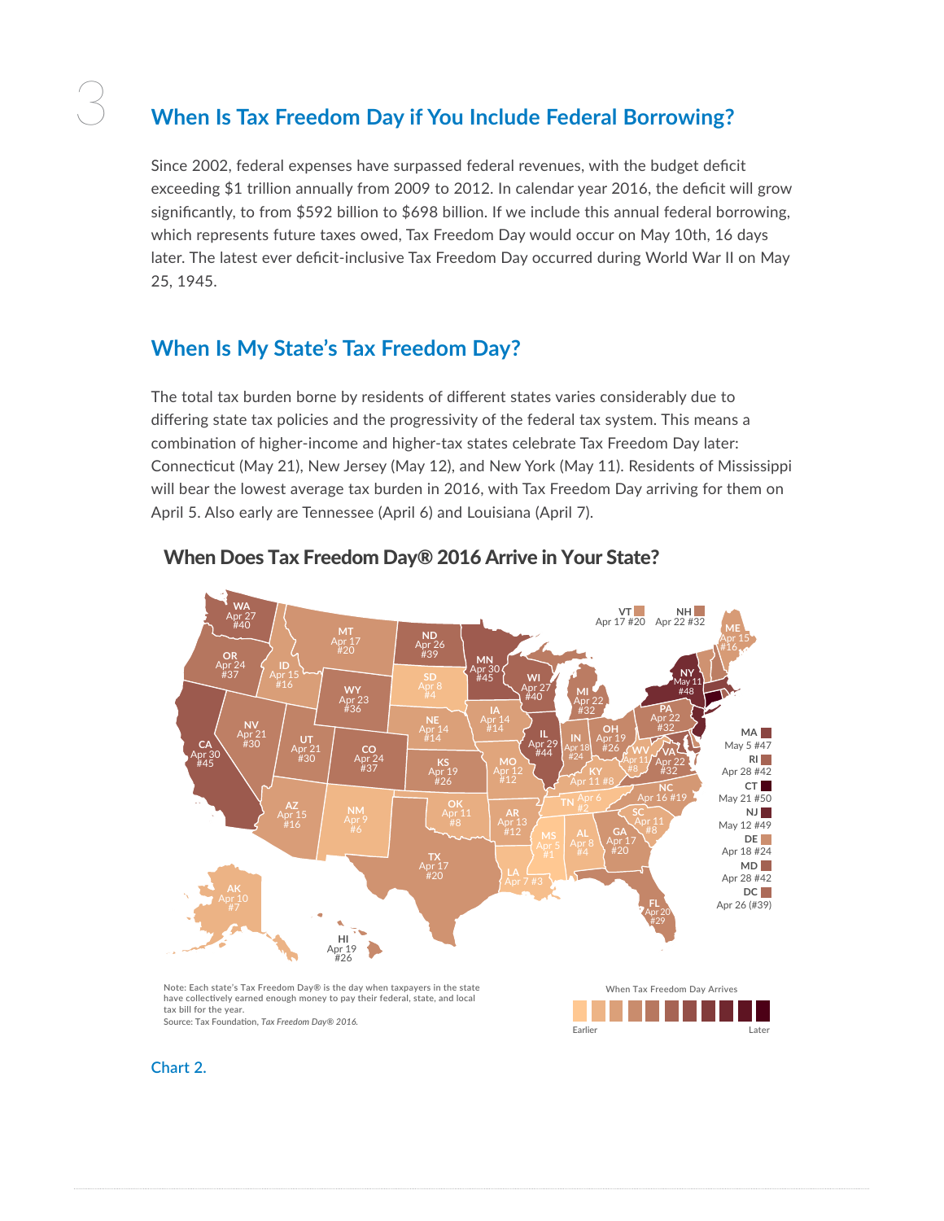## When Is Tax Freedom Day if You Include Federal Borrowing?

Since 2002, federal expenses have surpassed federal revenues, with the budget deficit exceeding $1 trillion annually from 2009 to 2012. In calendar year 2016, the deficit will grow significantly, to from $592 billion to $698 billion. If we include this annual federal borrowing, which represents future taxes owed, Tax Freedom Day would occur on May 10th, 16 days later. The latest ever deficit-inclusive Tax Freedom Day occurred during World War II on May 25, 1945.

## When Is My State's Tax Freedom Day?

The total tax burden borne by residents of different states varies considerably due to differing state tax policies and the progressivity of the federal tax system. This means a combination of higher-income and higher-tax states celebrate Tax Freedom Day later: Connecticut (May 21), New Jersey (May 12), and New York (May 11). Residents of Mississippi will bear the lowest average tax burden in 2016, with Tax Freedom Day arriving for them on April 5. Also early are Tennessee (April 6) and Louisiana (April 7).

### When Does Tax Freedom Day® 2016 Arrive in Your State?

| State | Tax Freedom Day | Rank |
|---|---|---|
| WA | Apr 27 | #40 |
| OR | Apr 24 | #37 |
| CA | Apr 30 | #45 |
| NV | Apr 21 | #30 |
| ID | Apr 15 | #16 |
| MT | Apr 17 | #20 |
| WY | Apr 23 | #36 |
| UT | Apr 21 | #30 |
| CO | Apr 24 | #37 |
| AZ | Apr 15 | #16 |
| NM | Apr 9 | #6 |
| ND | Apr 26 | #39 |
| SD | Apr 8 | #4 |
| NE | Apr 14 | #14 |
| KS | Apr 19 | #26 |
| OK | Apr 11 | #8 |
| TX | Apr 17 | #20 |
| MN | Apr 30 | #45 |
| IA | Apr 14 | #14 |
| MO | Apr 12 | #12 |
| AR | Apr 13 | #12 |
| LA | Apr 7 | #3 |
| WI | Apr 27 | #40 |
| IL | Apr 29 | #44 |
| MI | Apr 22 | #32 |
| IN | Apr 18 | #24 |
| OH | Apr 19 | #26 |
| KY | Apr 11 | #8 |
| TN | Apr 6 | #2 |
| MS | Apr 5 | #1 |
| AL | Apr 8 | #4 |
| GA | Apr 17 | #20 |
| FL | Apr 20 | #29 |
| SC | Apr 11 | #8 |
| NC | Apr 16 | #19 |
| VA | Apr 22 | #32 |
| WV | Apr 11 | #8 |
| PA | Apr 22 | #32 |
| NY | May 11 | #48 |
| VT | Apr 17 | #20 |
| NH | Apr 22 | #32 |
| ME | Apr 15 | #16 |
| MA | May 5 | #47 |
| RI | Apr 28 | #42 |
| CT | May 21 | #50 |
| NJ | May 12 | #49 |
| DE | Apr 18 | #24 |
| MD | Apr 28 | #42 |
| DC | Apr 26 | (#39) |
| AK | Apr 10 | #7 |
| HI | Apr 19 | #26 |

When Tax Freedom Day Arrives: Earlier — Later

Note: Each state's Tax Freedom Day® is the day when taxpayers in the state have collectively earned enough money to pay their federal, state, and local tax bill for the year.
Source: Tax Foundation, *Tax Freedom Day® 2016*.

Chart 2.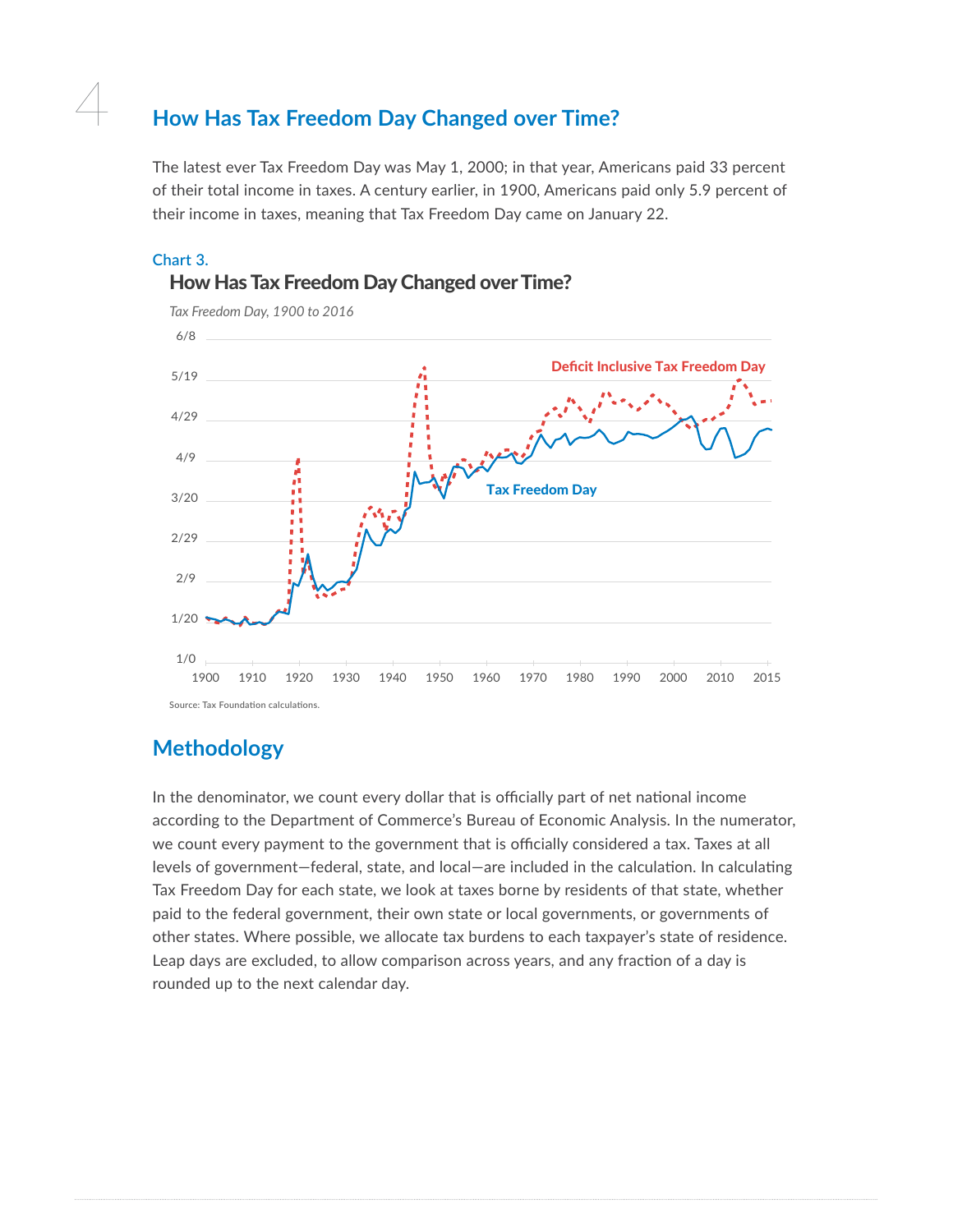# How Has Tax Freedom Day Changed over Time?

The latest ever Tax Freedom Day was May 1, 2000; in that year, Americans paid 33 percent of their total income in taxes. A century earlier, in 1900, Americans paid only 5.9 percent of their income in taxes, meaning that Tax Freedom Day came on January 22.

Chart 3.

**How Has Tax Freedom Day Changed over Time?**

*Tax Freedom Day, 1900 to 2016*

6/8
5/19
4/29
4/9
3/20
2/29
2/9
1/20
1/0

1900 1910 1920 1930 1940 1950 1960 1970 1980 1990 2000 2010 2015

Deficit Inclusive Tax Freedom Day

Tax Freedom Day

Source: Tax Foundation calculations.

## Methodology

In the denominator, we count every dollar that is officially part of net national income according to the Department of Commerce's Bureau of Economic Analysis. In the numerator, we count every payment to the government that is officially considered a tax. Taxes at all levels of government—federal, state, and local—are included in the calculation. In calculating Tax Freedom Day for each state, we look at taxes borne by residents of that state, whether paid to the federal government, their own state or local governments, or governments of other states. Where possible, we allocate tax burdens to each taxpayer's state of residence. Leap days are excluded, to allow comparison across years, and any fraction of a day is rounded up to the next calendar day.